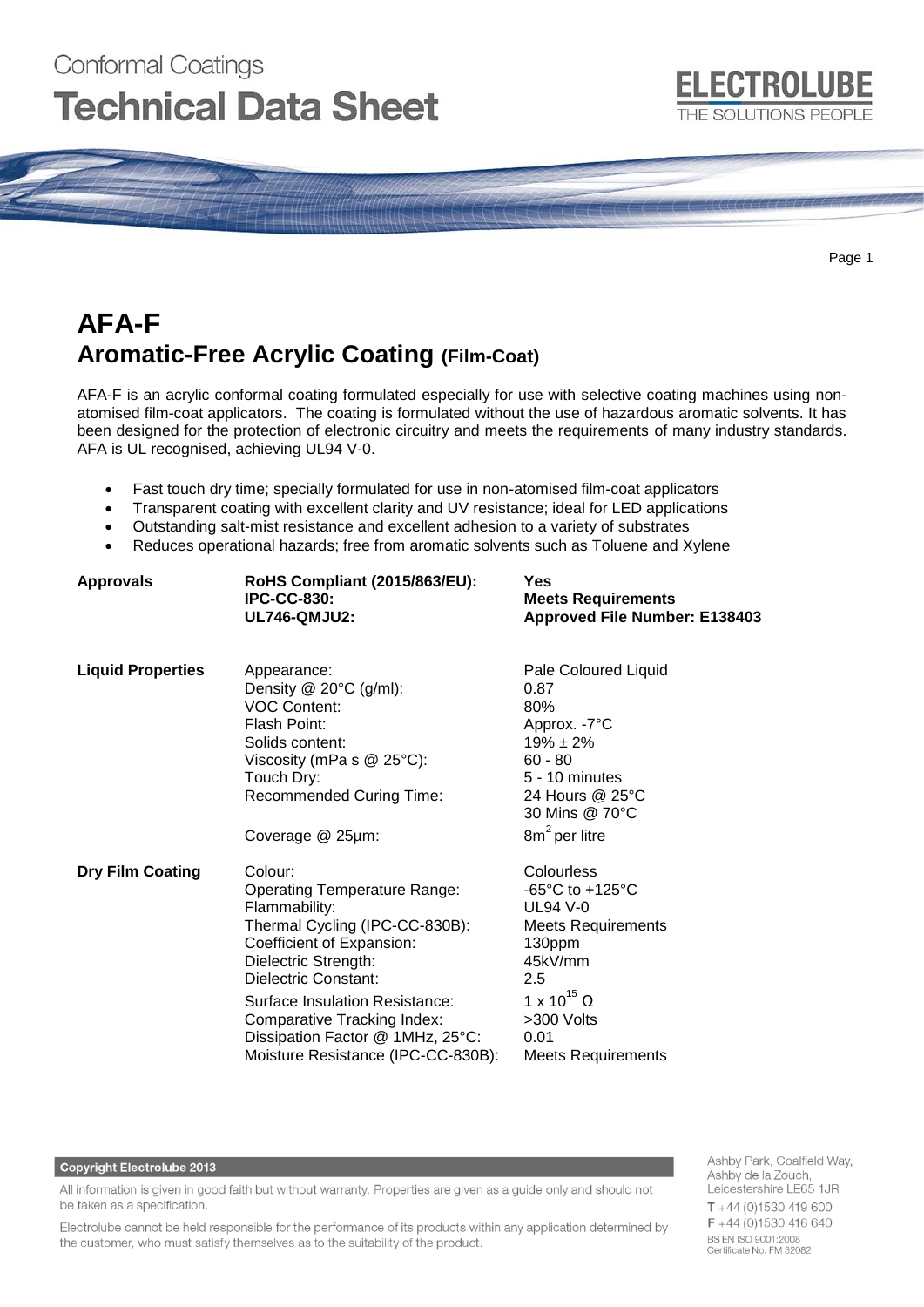Conformal Coatings

# Technical Data Sheet

ELECTROLUBE
THE SOLUTIONS PEOPLE

# AFA-F

## Aromatic-Free Acrylic Coating (Film-Coat)

AFA-F is an acrylic conformal coating formulated especially for use with selective coating machines using non-atomised film-coat applicators. The coating is formulated without the use of hazardous aromatic solvents. It has been designed for the protection of electronic circuitry and meets the requirements of many industry standards. AFA is UL recognised, achieving UL94 V-0.

- Fast touch dry time; specially formulated for use in non-atomised film-coat applicators
- Transparent coating with excellent clarity and UV resistance; ideal for LED applications
- Outstanding salt-mist resistance and excellent adhesion to a variety of substrates
- Reduces operational hazards; free from aromatic solvents such as Toluene and Xylene

| | | |
|---|---|---|
| **Approvals** | **RoHS Compliant (2015/863/EU):** | **Yes** |
| | **IPC-CC-830:** | **Meets Requirements** |
| | **UL746-QMJU2:** | **Approved File Number: E138403** |
| **Liquid Properties** | Appearance: | Pale Coloured Liquid |
| | Density @ 20°C (g/ml): | 0.87 |
| | VOC Content: | 80% |
| | Flash Point: | Approx. -7°C |
| | Solids content: | 19% ± 2% |
| | Viscosity (mPa s @ 25°C): | 60 - 80 |
| | Touch Dry: | 5 - 10 minutes |
| | Recommended Curing Time: | 24 Hours @ 25°C<br>30 Mins @ 70°C |
| | Coverage @ 25µm: | $8m^2$ per litre |
| **Dry Film Coating** | Colour: | Colourless |
| | Operating Temperature Range: | -65°C to +125°C |
| | Flammability: | UL94 V-0 |
| | Thermal Cycling (IPC-CC-830B): | Meets Requirements |
| | Coefficient of Expansion: | 130ppm |
| | Dielectric Strength: | 45kV/mm |
| | Dielectric Constant: | 2.5 |
| | Surface Insulation Resistance: | $1 \times 10^{15}$ Ω |
| | Comparative Tracking Index: | >300 Volts |
| | Dissipation Factor @ 1MHz, 25°C: | 0.01 |
| | Moisture Resistance (IPC-CC-830B): | Meets Requirements |

**Copyright Electrolube 2013**

All information is given in good faith but without warranty. Properties are given as a guide only and should not be taken as a specification.

Electrolube cannot be held responsible for the performance of its products within any application determined by the customer, who must satisfy themselves as to the suitability of the product.

Ashby Park, Coalfield Way,
Ashby de la Zouch,
Leicestershire LE65 1JR
T +44 (0)1530 419 600
F +44 (0)1530 416 640
BS EN ISO 9001:2008
Certificate No. FM 32082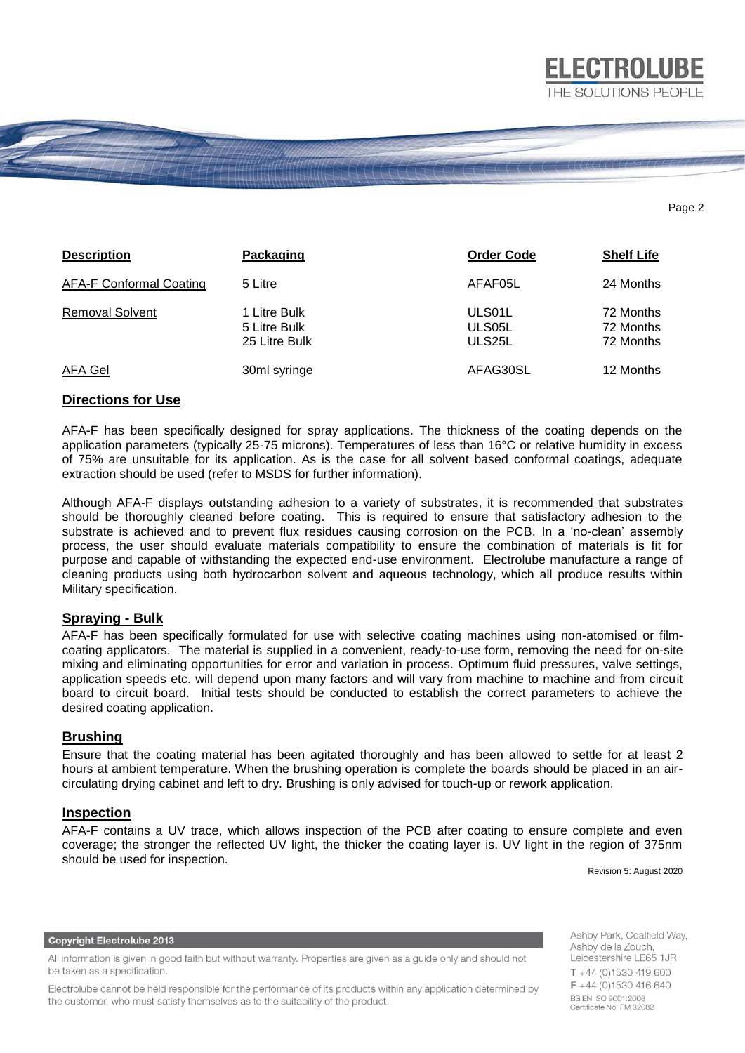| Description | Packaging | Order Code | Shelf Life |
|---|---|---|---|
| AFA-F Conformal Coating | 5 Litre | AFAF05L | 24 Months |
| Removal Solvent | 1 Litre Bulk<br>5 Litre Bulk<br>25 Litre Bulk | ULS01L<br>ULS05L<br>ULS25L | 72 Months<br>72 Months<br>72 Months |
| AFA Gel | 30ml syringe | AFAG30SL | 12 Months |

## Directions for Use

AFA-F has been specifically designed for spray applications. The thickness of the coating depends on the application parameters (typically 25-75 microns). Temperatures of less than 16°C or relative humidity in excess of 75% are unsuitable for its application. As is the case for all solvent based conformal coatings, adequate extraction should be used (refer to MSDS for further information).

Although AFA-F displays outstanding adhesion to a variety of substrates, it is recommended that substrates should be thoroughly cleaned before coating. This is required to ensure that satisfactory adhesion to the substrate is achieved and to prevent flux residues causing corrosion on the PCB. In a 'no-clean' assembly process, the user should evaluate materials compatibility to ensure the combination of materials is fit for purpose and capable of withstanding the expected end-use environment. Electrolube manufacture a range of cleaning products using both hydrocarbon solvent and aqueous technology, which all produce results within Military specification.

## Spraying - Bulk

AFA-F has been specifically formulated for use with selective coating machines using non-atomised or film-coating applicators. The material is supplied in a convenient, ready-to-use form, removing the need for on-site mixing and eliminating opportunities for error and variation in process. Optimum fluid pressures, valve settings, application speeds etc. will depend upon many factors and will vary from machine to machine and from circuit board to circuit board. Initial tests should be conducted to establish the correct parameters to achieve the desired coating application.

## Brushing

Ensure that the coating material has been agitated thoroughly and has been allowed to settle for at least 2 hours at ambient temperature. When the brushing operation is complete the boards should be placed in an air-circulating drying cabinet and left to dry. Brushing is only advised for touch-up or rework application.

## Inspection

AFA-F contains a UV trace, which allows inspection of the PCB after coating to ensure complete and even coverage; the stronger the reflected UV light, the thicker the coating layer is. UV light in the region of 375nm should be used for inspection.

Revision 5: August 2020

**Copyright Electrolube 2013**

All information is given in good faith but without warranty. Properties are given as a guide only and should not be taken as a specification.

Electrolube cannot be held responsible for the performance of its products within any application determined by the customer, who must satisfy themselves as to the suitability of the product.

Ashby Park, Coalfield Way, Ashby de la Zouch, Leicestershire LE65 1JR
T +44 (0)1530 419 600
F +44 (0)1530 416 640
BS EN ISO 9001:2008
Certificate No. FM 32082